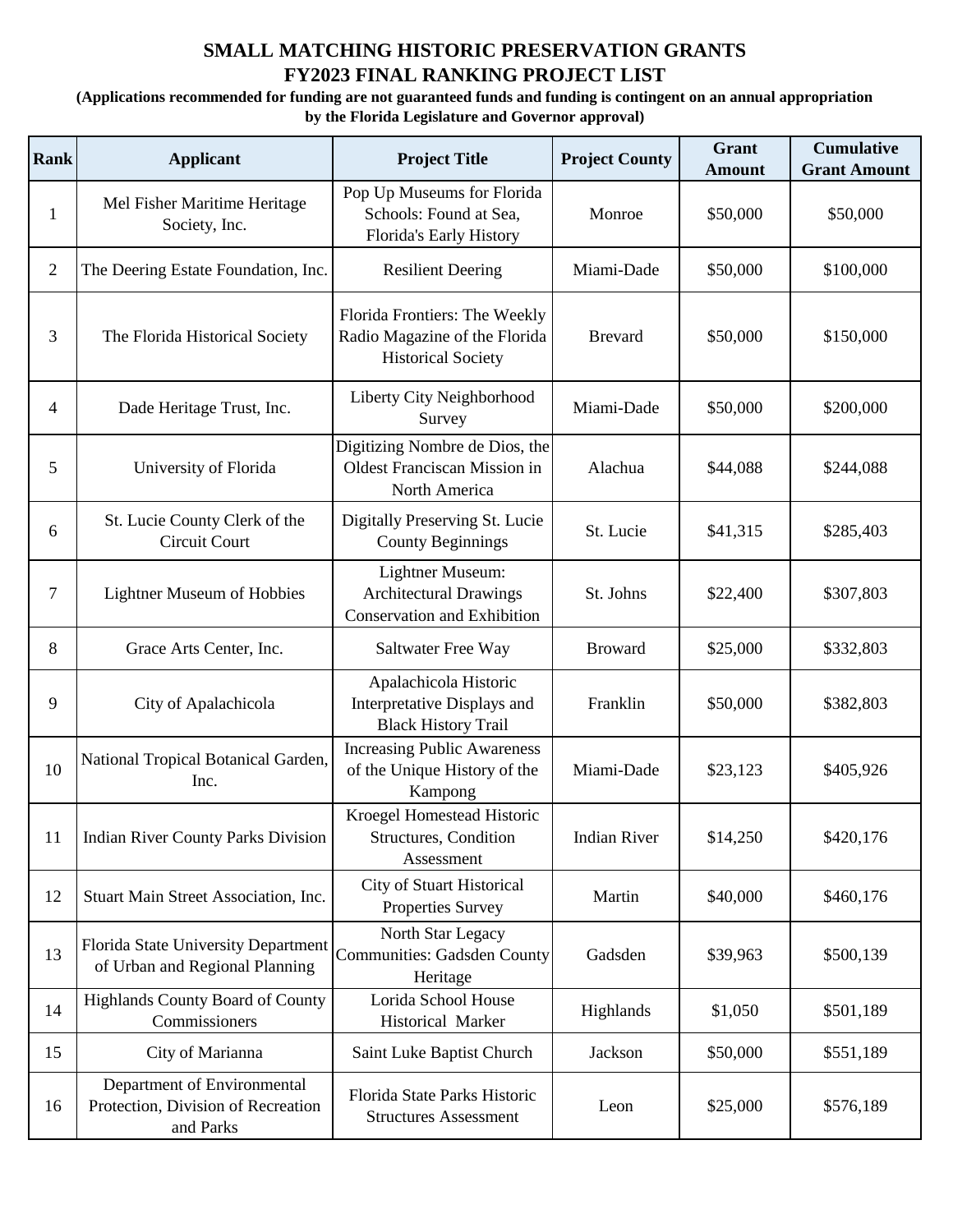# SMALL MATCHING HISTORIC PRESERVATION GRANTS
# FY2023 FINAL RANKING PROJECT LIST

**(Applications recommended for funding are not guaranteed funds and funding is contingent on an annual appropriation by the Florida Legislature and Governor approval)**

| Rank | Applicant | Project Title | Project County | Grant Amount | Cumulative Grant Amount |
|---|---|---|---|---|---|
| 1 | Mel Fisher Maritime Heritage Society, Inc. | Pop Up Museums for Florida Schools: Found at Sea, Florida's Early History | Monroe | $50,000 | $50,000 |
| 2 | The Deering Estate Foundation, Inc. | Resilient Deering | Miami-Dade | $50,000 | $100,000 |
| 3 | The Florida Historical Society | Florida Frontiers: The Weekly Radio Magazine of the Florida Historical Society | Brevard | $50,000 | $150,000 |
| 4 | Dade Heritage Trust, Inc. | Liberty City Neighborhood Survey | Miami-Dade | $50,000 | $200,000 |
| 5 | University of Florida | Digitizing Nombre de Dios, the Oldest Franciscan Mission in North America | Alachua | $44,088 | $244,088 |
| 6 | St. Lucie County Clerk of the Circuit Court | Digitally Preserving St. Lucie County Beginnings | St. Lucie | $41,315 | $285,403 |
| 7 | Lightner Museum of Hobbies | Lightner Museum: Architectural Drawings Conservation and Exhibition | St. Johns | $22,400 | $307,803 |
| 8 | Grace Arts Center, Inc. | Saltwater Free Way | Broward | $25,000 | $332,803 |
| 9 | City of Apalachicola | Apalachicola Historic Interpretative Displays and Black History Trail | Franklin | $50,000 | $382,803 |
| 10 | National Tropical Botanical Garden, Inc. | Increasing Public Awareness of the Unique History of the Kampong | Miami-Dade | $23,123 | $405,926 |
| 11 | Indian River County Parks Division | Kroegel Homestead Historic Structures, Condition Assessment | Indian River | $14,250 | $420,176 |
| 12 | Stuart Main Street Association, Inc. | City of Stuart Historical Properties Survey | Martin | $40,000 | $460,176 |
| 13 | Florida State University Department of Urban and Regional Planning | North Star Legacy Communities: Gadsden County Heritage | Gadsden | $39,963 | $500,139 |
| 14 | Highlands County Board of County Commissioners | Lorida School House Historical Marker | Highlands | $1,050 | $501,189 |
| 15 | City of Marianna | Saint Luke Baptist Church | Jackson | $50,000 | $551,189 |
| 16 | Department of Environmental Protection, Division of Recreation and Parks | Florida State Parks Historic Structures Assessment | Leon | $25,000 | $576,189 |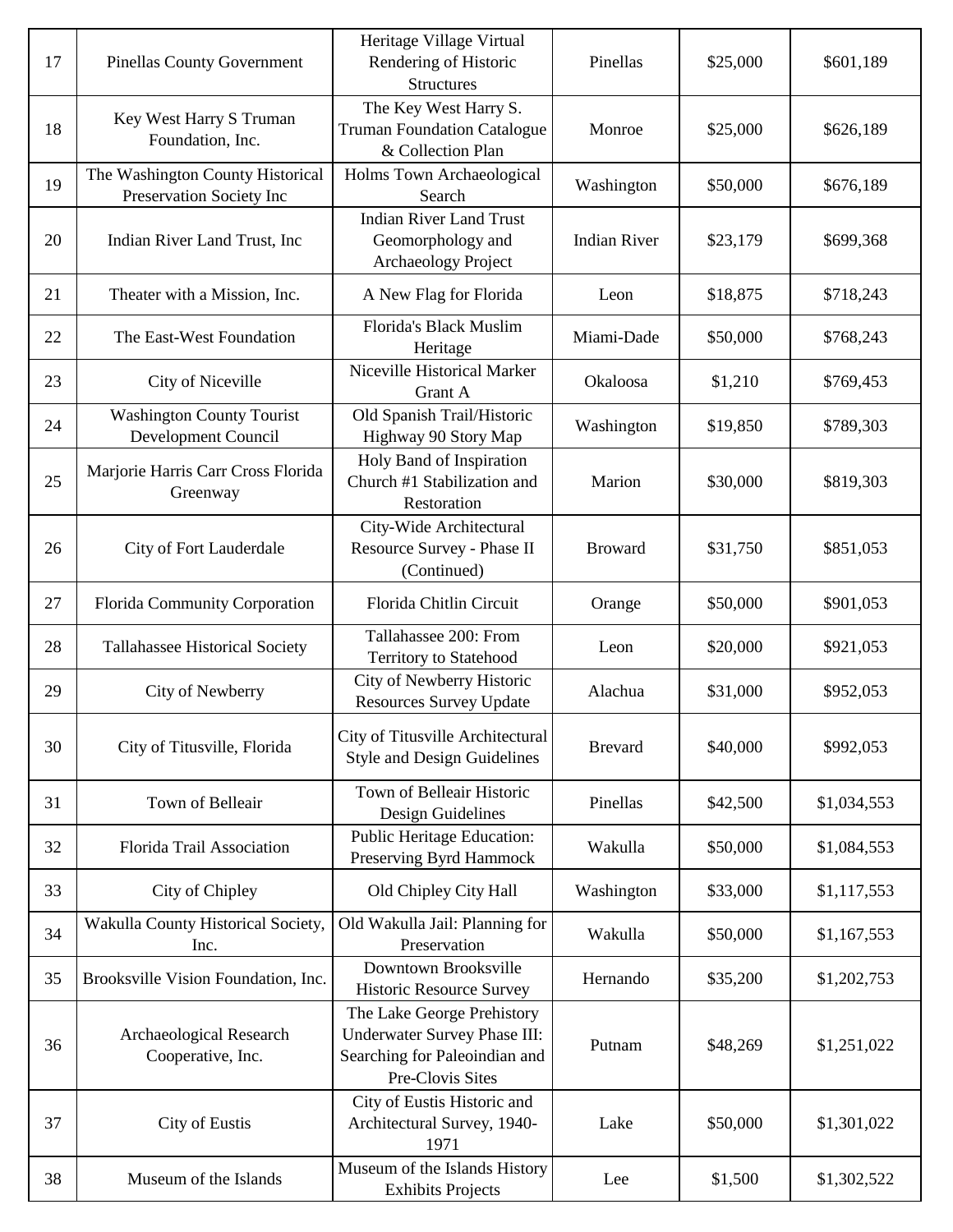| 17 | Pinellas County Government | Heritage Village Virtual Rendering of Historic Structures | Pinellas | $25,000 | $601,189 |
|---|---|---|---|---|---|
| 18 | Key West Harry S Truman Foundation, Inc. | The Key West Harry S. Truman Foundation Catalogue & Collection Plan | Monroe | $25,000 | $626,189 |
| 19 | The Washington County Historical Preservation Society Inc | Holms Town Archaeological Search | Washington | $50,000 | $676,189 |
| 20 | Indian River Land Trust, Inc | Indian River Land Trust Geomorphology and Archaeology Project | Indian River | $23,179 | $699,368 |
| 21 | Theater with a Mission, Inc. | A New Flag for Florida | Leon | $18,875 | $718,243 |
| 22 | The East-West Foundation | Florida's Black Muslim Heritage | Miami-Dade | $50,000 | $768,243 |
| 23 | City of Niceville | Niceville Historical Marker Grant A | Okaloosa | $1,210 | $769,453 |
| 24 | Washington County Tourist Development Council | Old Spanish Trail/Historic Highway 90 Story Map | Washington | $19,850 | $789,303 |
| 25 | Marjorie Harris Carr Cross Florida Greenway | Holy Band of Inspiration Church #1 Stabilization and Restoration | Marion | $30,000 | $819,303 |
| 26 | City of Fort Lauderdale | City-Wide Architectural Resource Survey - Phase II (Continued) | Broward | $31,750 | $851,053 |
| 27 | Florida Community Corporation | Florida Chitlin Circuit | Orange | $50,000 | $901,053 |
| 28 | Tallahassee Historical Society | Tallahassee 200: From Territory to Statehood | Leon | $20,000 | $921,053 |
| 29 | City of Newberry | City of Newberry Historic Resources Survey Update | Alachua | $31,000 | $952,053 |
| 30 | City of Titusville, Florida | City of Titusville Architectural Style and Design Guidelines | Brevard | $40,000 | $992,053 |
| 31 | Town of Belleair | Town of Belleair Historic Design Guidelines | Pinellas | $42,500 | $1,034,553 |
| 32 | Florida Trail Association | Public Heritage Education: Preserving Byrd Hammock | Wakulla | $50,000 | $1,084,553 |
| 33 | City of Chipley | Old Chipley City Hall | Washington | $33,000 | $1,117,553 |
| 34 | Wakulla County Historical Society, Inc. | Old Wakulla Jail: Planning for Preservation | Wakulla | $50,000 | $1,167,553 |
| 35 | Brooksville Vision Foundation, Inc. | Downtown Brooksville Historic Resource Survey | Hernando | $35,200 | $1,202,753 |
| 36 | Archaeological Research Cooperative, Inc. | The Lake George Prehistory Underwater Survey Phase III: Searching for Paleoindian and Pre-Clovis Sites | Putnam | $48,269 | $1,251,022 |
| 37 | City of Eustis | City of Eustis Historic and Architectural Survey, 1940-1971 | Lake | $50,000 | $1,301,022 |
| 38 | Museum of the Islands | Museum of the Islands History Exhibits Projects | Lee | $1,500 | $1,302,522 |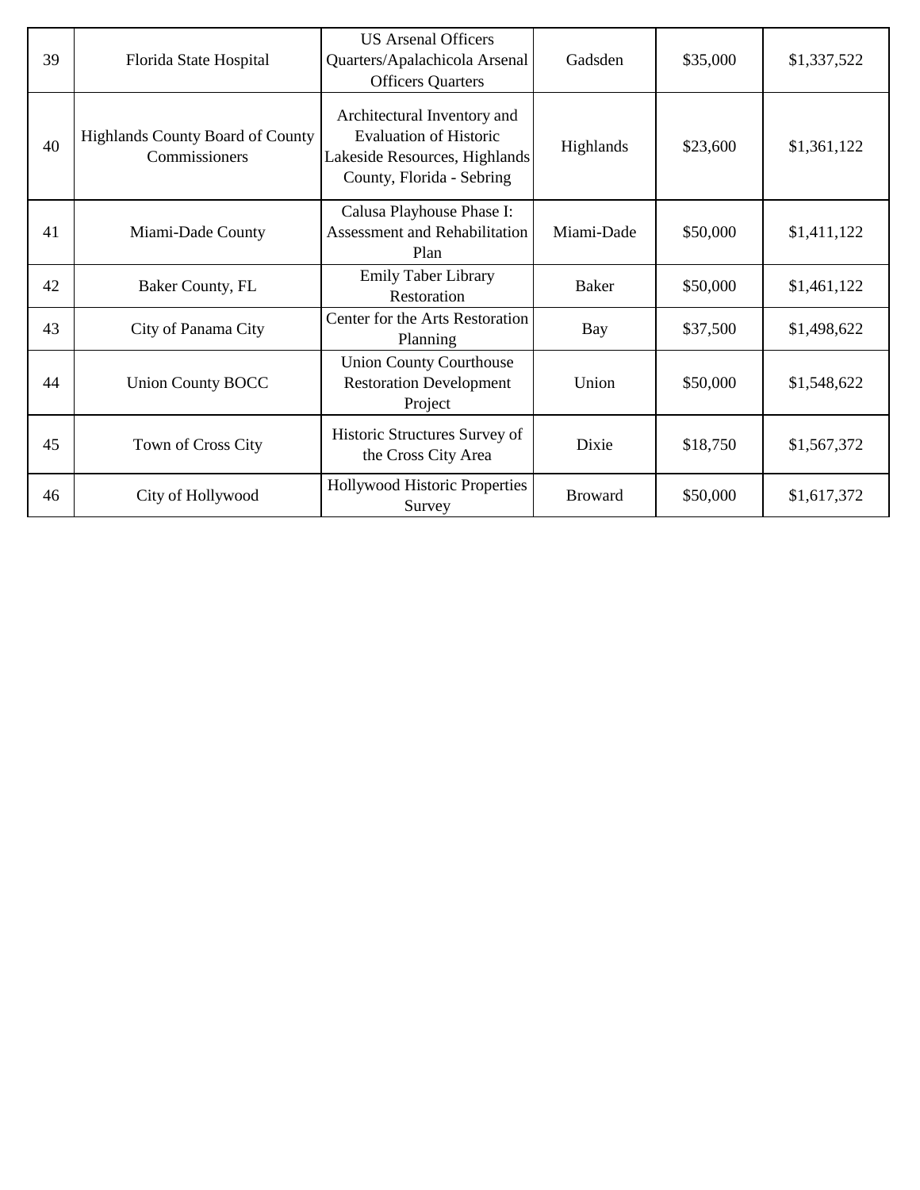| | | | | | |
|---|---|---|---|---|---|
| 39 | Florida State Hospital | US Arsenal Officers Quarters/Apalachicola Arsenal Officers Quarters | Gadsden | $35,000 | $1,337,522 |
| 40 | Highlands County Board of County Commissioners | Architectural Inventory and Evaluation of Historic Lakeside Resources, Highlands County, Florida - Sebring | Highlands | $23,600 | $1,361,122 |
| 41 | Miami-Dade County | Calusa Playhouse Phase I: Assessment and Rehabilitation Plan | Miami-Dade | $50,000 | $1,411,122 |
| 42 | Baker County, FL | Emily Taber Library Restoration | Baker | $50,000 | $1,461,122 |
| 43 | City of Panama City | Center for the Arts Restoration Planning | Bay | $37,500 | $1,498,622 |
| 44 | Union County BOCC | Union County Courthouse Restoration Development Project | Union | $50,000 | $1,548,622 |
| 45 | Town of Cross City | Historic Structures Survey of the Cross City Area | Dixie | $18,750 | $1,567,372 |
| 46 | City of Hollywood | Hollywood Historic Properties Survey | Broward | $50,000 | $1,617,372 |